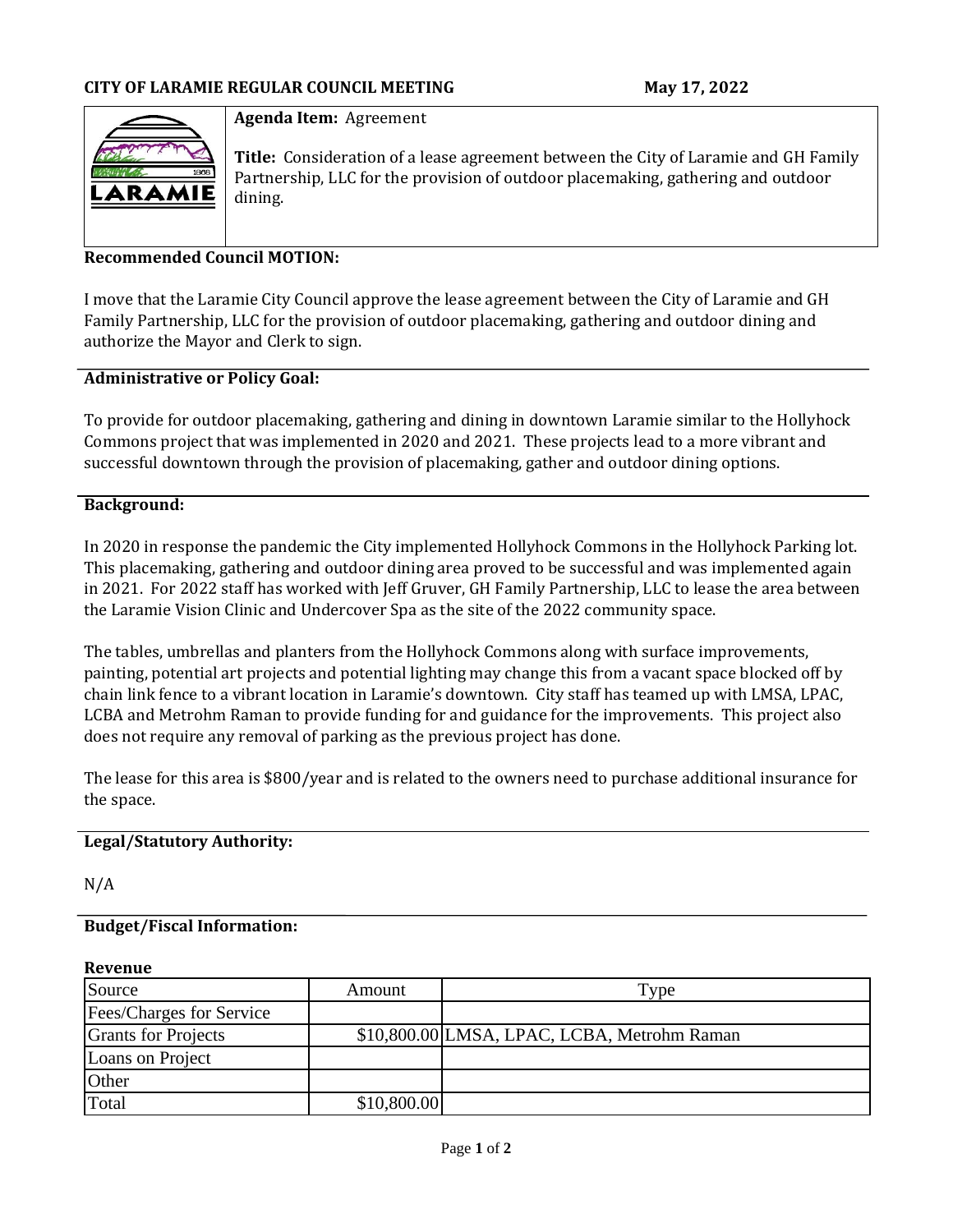**CITY OF LARAMIE REGULAR COUNCIL MEETING** **May 17, 2022**

**Agenda Item:** Agreement

**Title:** Consideration of a lease agreement between the City of Laramie and GH Family Partnership, LLC for the provision of outdoor placemaking, gathering and outdoor dining.

**Recommended Council MOTION:**

I move that the Laramie City Council approve the lease agreement between the City of Laramie and GH Family Partnership, LLC for the provision of outdoor placemaking, gathering and outdoor dining and authorize the Mayor and Clerk to sign.

**Administrative or Policy Goal:**

To provide for outdoor placemaking, gathering and dining in downtown Laramie similar to the Hollyhock Commons project that was implemented in 2020 and 2021. These projects lead to a more vibrant and successful downtown through the provision of placemaking, gather and outdoor dining options.

**Background:**

In 2020 in response the pandemic the City implemented Hollyhock Commons in the Hollyhock Parking lot. This placemaking, gathering and outdoor dining area proved to be successful and was implemented again in 2021. For 2022 staff has worked with Jeff Gruver, GH Family Partnership, LLC to lease the area between the Laramie Vision Clinic and Undercover Spa as the site of the 2022 community space.

The tables, umbrellas and planters from the Hollyhock Commons along with surface improvements, painting, potential art projects and potential lighting may change this from a vacant space blocked off by chain link fence to a vibrant location in Laramie's downtown. City staff has teamed up with LMSA, LPAC, LCBA and Metrohm Raman to provide funding for and guidance for the improvements. This project also does not require any removal of parking as the previous project has done.

The lease for this area is $800/year and is related to the owners need to purchase additional insurance for the space.

**Legal/Statutory Authority:**

N/A

**Budget/Fiscal Information:**

**Revenue**

| Source | Amount | Type |
|---|---|---|
| Fees/Charges for Service | | |
| Grants for Projects | $10,800.00 | LMSA, LPAC, LCBA, Metrohm Raman |
| Loans on Project | | |
| Other | | |
| Total | $10,800.00 | |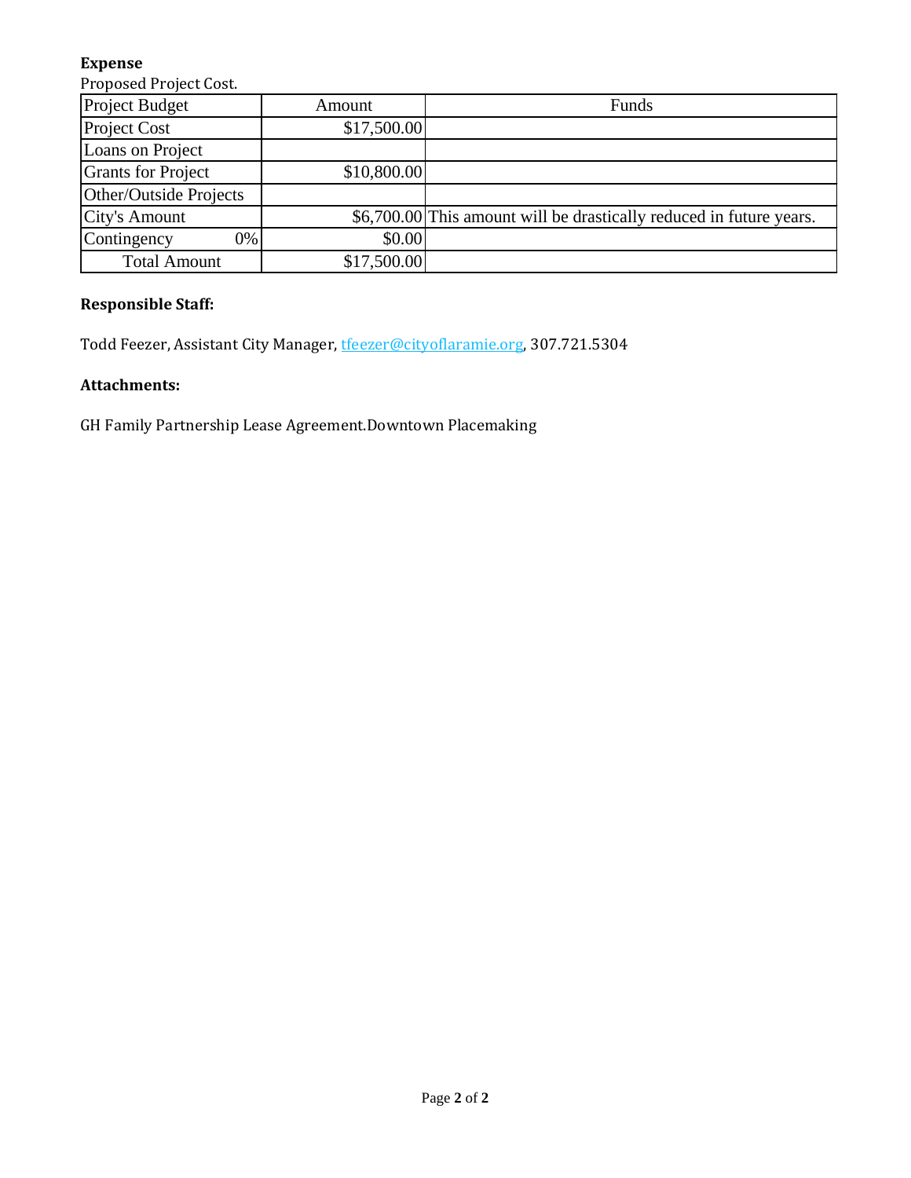**Expense**

Proposed Project Cost.

| Project Budget | Amount | Funds |
|---|---|---|
| Project Cost | $17,500.00 | |
| Loans on Project | | |
| Grants for Project | $10,800.00 | |
| Other/Outside Projects | | |
| City's Amount | $6,700.00 | This amount will be drastically reduced in future years. |
| Contingency 0% | $0.00 | |
| Total Amount | $17,500.00 | |

**Responsible Staff:**

Todd Feezer, Assistant City Manager, tfeezer@cityoflaramie.org, 307.721.5304

**Attachments:**

GH Family Partnership Lease Agreement.Downtown Placemaking